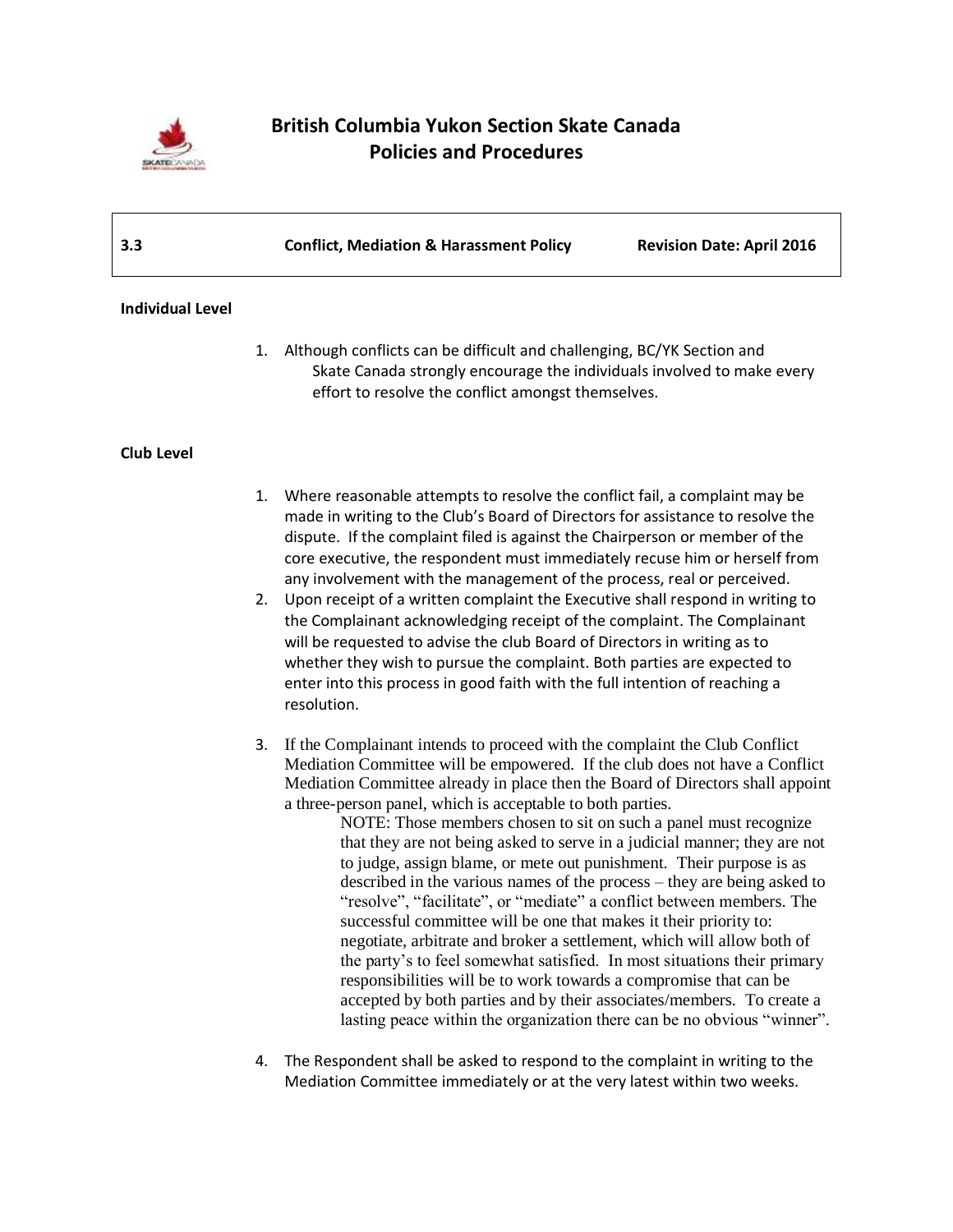# British Columbia Yukon Section Skate Canada
## Policies and Procedures

| 3.3 | Conflict, Mediation & Harassment Policy | Revision Date: April 2016 |
|---|---|---|

**Individual Level**

1. Although conflicts can be difficult and challenging, BC/YK Section and Skate Canada strongly encourage the individuals involved to make every effort to resolve the conflict amongst themselves.

**Club Level**

1. Where reasonable attempts to resolve the conflict fail, a complaint may be made in writing to the Club's Board of Directors for assistance to resolve the dispute. If the complaint filed is against the Chairperson or member of the core executive, the respondent must immediately recuse him or herself from any involvement with the management of the process, real or perceived.
2. Upon receipt of a written complaint the Executive shall respond in writing to the Complainant acknowledging receipt of the complaint. The Complainant will be requested to advise the club Board of Directors in writing as to whether they wish to pursue the complaint. Both parties are expected to enter into this process in good faith with the full intention of reaching a resolution.
3. If the Complainant intends to proceed with the complaint the Club Conflict Mediation Committee will be empowered. If the club does not have a Conflict Mediation Committee already in place then the Board of Directors shall appoint a three-person panel, which is acceptable to both parties.

   NOTE: Those members chosen to sit on such a panel must recognize that they are not being asked to serve in a judicial manner; they are not to judge, assign blame, or mete out punishment. Their purpose is as described in the various names of the process – they are being asked to "resolve", "facilitate", or "mediate" a conflict between members. The successful committee will be one that makes it their priority to: negotiate, arbitrate and broker a settlement, which will allow both of the party's to feel somewhat satisfied. In most situations their primary responsibilities will be to work towards a compromise that can be accepted by both parties and by their associates/members. To create a lasting peace within the organization there can be no obvious "winner".

4. The Respondent shall be asked to respond to the complaint in writing to the Mediation Committee immediately or at the very latest within two weeks.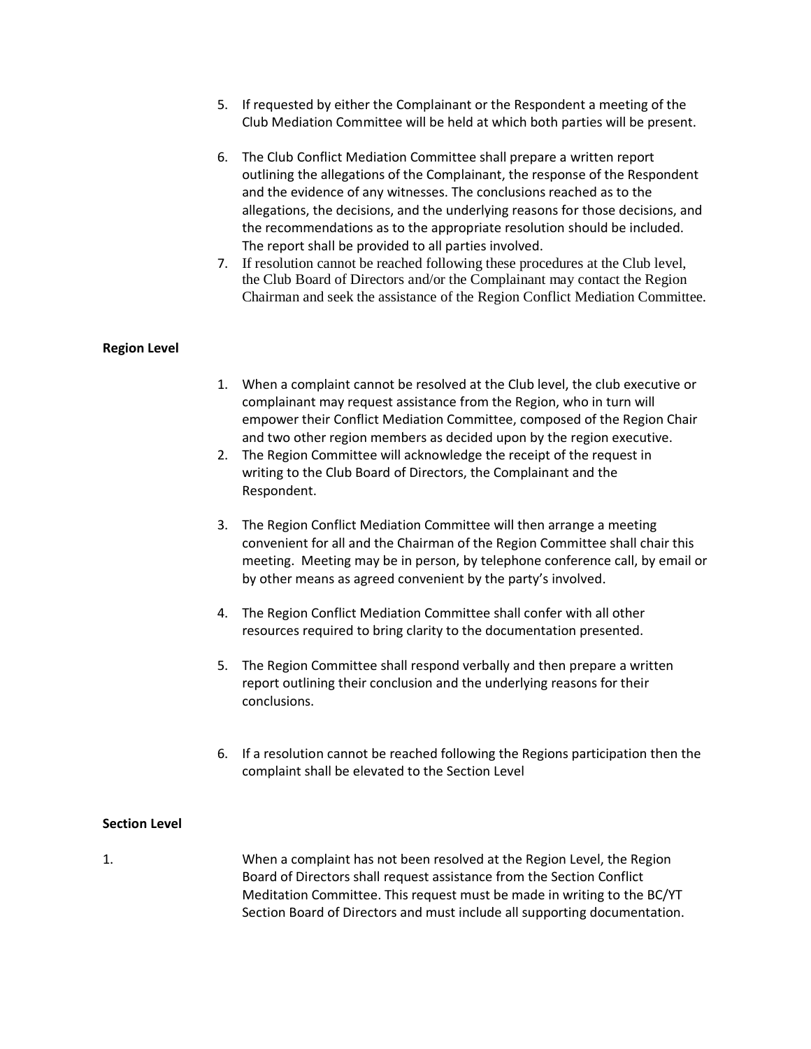5. If requested by either the Complainant or the Respondent a meeting of the Club Mediation Committee will be held at which both parties will be present.

6. The Club Conflict Mediation Committee shall prepare a written report outlining the allegations of the Complainant, the response of the Respondent and the evidence of any witnesses. The conclusions reached as to the allegations, the decisions, and the underlying reasons for those decisions, and the recommendations as to the appropriate resolution should be included. The report shall be provided to all parties involved.
7. If resolution cannot be reached following these procedures at the Club level, the Club Board of Directors and/or the Complainant may contact the Region Chairman and seek the assistance of the Region Conflict Mediation Committee.

**Region Level**

1. When a complaint cannot be resolved at the Club level, the club executive or complainant may request assistance from the Region, who in turn will empower their Conflict Mediation Committee, composed of the Region Chair and two other region members as decided upon by the region executive.
2. The Region Committee will acknowledge the receipt of the request in writing to the Club Board of Directors, the Complainant and the Respondent.

3. The Region Conflict Mediation Committee will then arrange a meeting convenient for all and the Chairman of the Region Committee shall chair this meeting. Meeting may be in person, by telephone conference call, by email or by other means as agreed convenient by the party's involved.

4. The Region Conflict Mediation Committee shall confer with all other resources required to bring clarity to the documentation presented.

5. The Region Committee shall respond verbally and then prepare a written report outlining their conclusion and the underlying reasons for their conclusions.

6. If a resolution cannot be reached following the Regions participation then the complaint shall be elevated to the Section Level

**Section Level**

1. When a complaint has not been resolved at the Region Level, the Region Board of Directors shall request assistance from the Section Conflict Meditation Committee. This request must be made in writing to the BC/YT Section Board of Directors and must include all supporting documentation.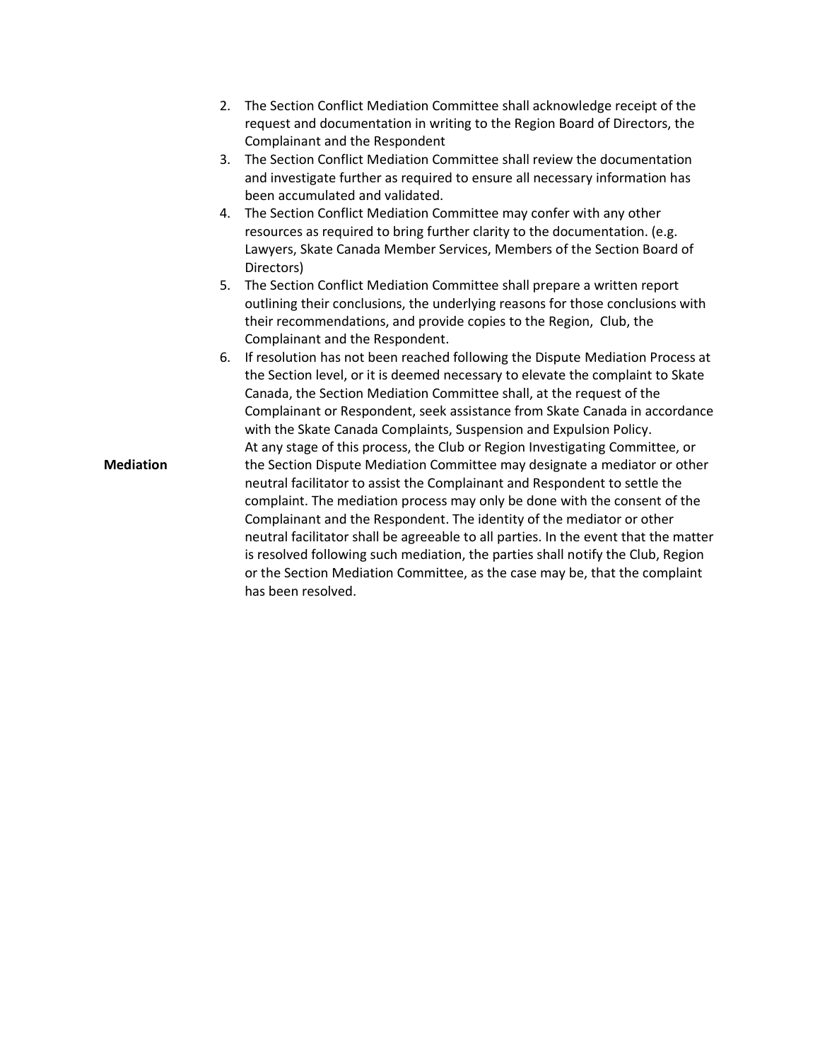2. The Section Conflict Mediation Committee shall acknowledge receipt of the request and documentation in writing to the Region Board of Directors, the Complainant and the Respondent
3. The Section Conflict Mediation Committee shall review the documentation and investigate further as required to ensure all necessary information has been accumulated and validated.
4. The Section Conflict Mediation Committee may confer with any other resources as required to bring further clarity to the documentation. (e.g. Lawyers, Skate Canada Member Services, Members of the Section Board of Directors)
5. The Section Conflict Mediation Committee shall prepare a written report outlining their conclusions, the underlying reasons for those conclusions with their recommendations, and provide copies to the Region, Club, the Complainant and the Respondent.
6. If resolution has not been reached following the Dispute Mediation Process at the Section level, or it is deemed necessary to elevate the complaint to Skate Canada, the Section Mediation Committee shall, at the request of the Complainant or Respondent, seek assistance from Skate Canada in accordance with the Skate Canada Complaints, Suspension and Expulsion Policy.

**Mediation**

At any stage of this process, the Club or Region Investigating Committee, or the Section Dispute Mediation Committee may designate a mediator or other neutral facilitator to assist the Complainant and Respondent to settle the complaint. The mediation process may only be done with the consent of the Complainant and the Respondent. The identity of the mediator or other neutral facilitator shall be agreeable to all parties. In the event that the matter is resolved following such mediation, the parties shall notify the Club, Region or the Section Mediation Committee, as the case may be, that the complaint has been resolved.